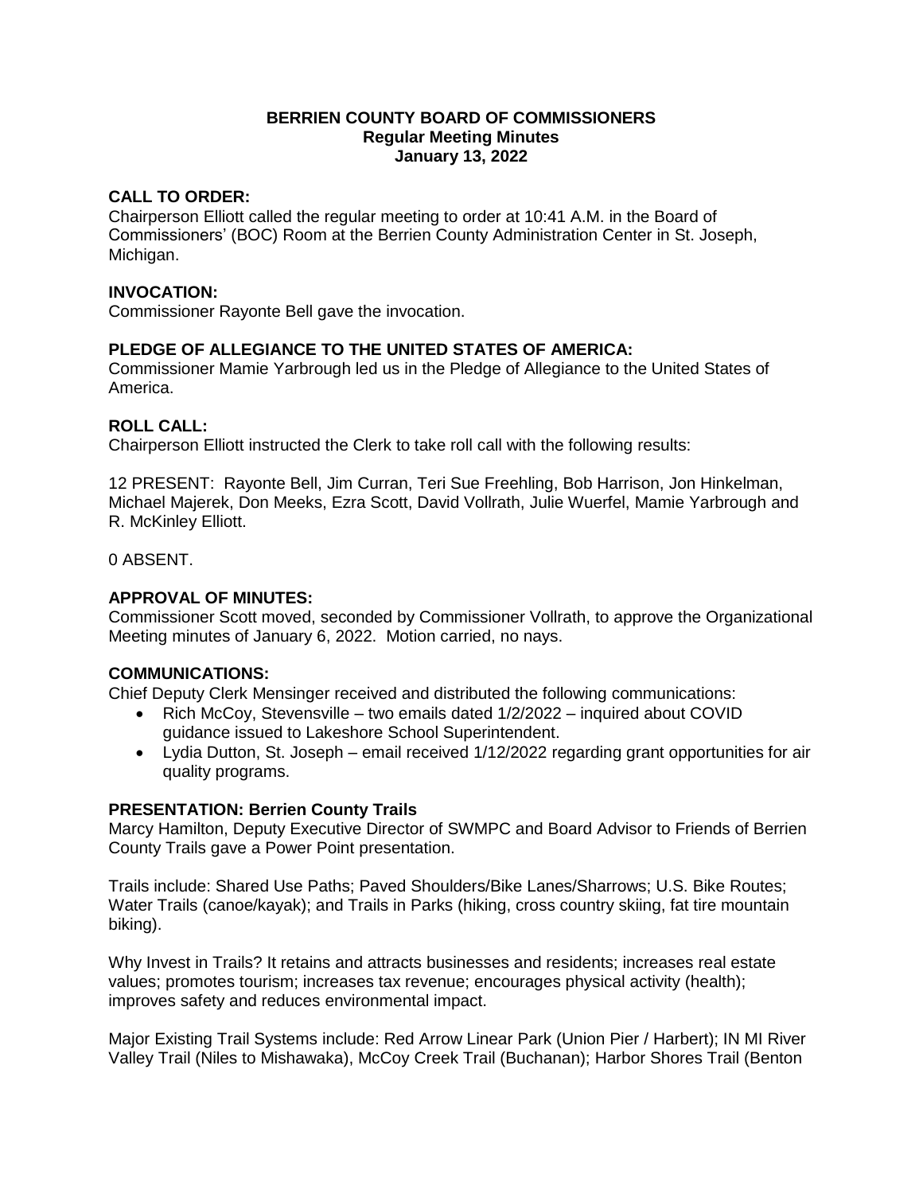# BERRIEN COUNTY BOARD OF COMMISSIONERS
## Regular Meeting Minutes
## January 13, 2022

**CALL TO ORDER:**
Chairperson Elliott called the regular meeting to order at 10:41 A.M. in the Board of Commissioners' (BOC) Room at the Berrien County Administration Center in St. Joseph, Michigan.

**INVOCATION:**
Commissioner Rayonte Bell gave the invocation.

**PLEDGE OF ALLEGIANCE TO THE UNITED STATES OF AMERICA:**
Commissioner Mamie Yarbrough led us in the Pledge of Allegiance to the United States of America.

**ROLL CALL:**
Chairperson Elliott instructed the Clerk to take roll call with the following results:

12 PRESENT: Rayonte Bell, Jim Curran, Teri Sue Freehling, Bob Harrison, Jon Hinkelman, Michael Majerek, Don Meeks, Ezra Scott, David Vollrath, Julie Wuerfel, Mamie Yarbrough and R. McKinley Elliott.

0 ABSENT.

**APPROVAL OF MINUTES:**
Commissioner Scott moved, seconded by Commissioner Vollrath, to approve the Organizational Meeting minutes of January 6, 2022. Motion carried, no nays.

**COMMUNICATIONS:**
Chief Deputy Clerk Mensinger received and distributed the following communications:

- Rich McCoy, Stevensville – two emails dated 1/2/2022 – inquired about COVID guidance issued to Lakeshore School Superintendent.
- Lydia Dutton, St. Joseph – email received 1/12/2022 regarding grant opportunities for air quality programs.

**PRESENTATION: Berrien County Trails**
Marcy Hamilton, Deputy Executive Director of SWMPC and Board Advisor to Friends of Berrien County Trails gave a Power Point presentation.

Trails include: Shared Use Paths; Paved Shoulders/Bike Lanes/Sharrows; U.S. Bike Routes; Water Trails (canoe/kayak); and Trails in Parks (hiking, cross country skiing, fat tire mountain biking).

Why Invest in Trails? It retains and attracts businesses and residents; increases real estate values; promotes tourism; increases tax revenue; encourages physical activity (health); improves safety and reduces environmental impact.

Major Existing Trail Systems include: Red Arrow Linear Park (Union Pier / Harbert); IN MI River Valley Trail (Niles to Mishawaka), McCoy Creek Trail (Buchanan); Harbor Shores Trail (Benton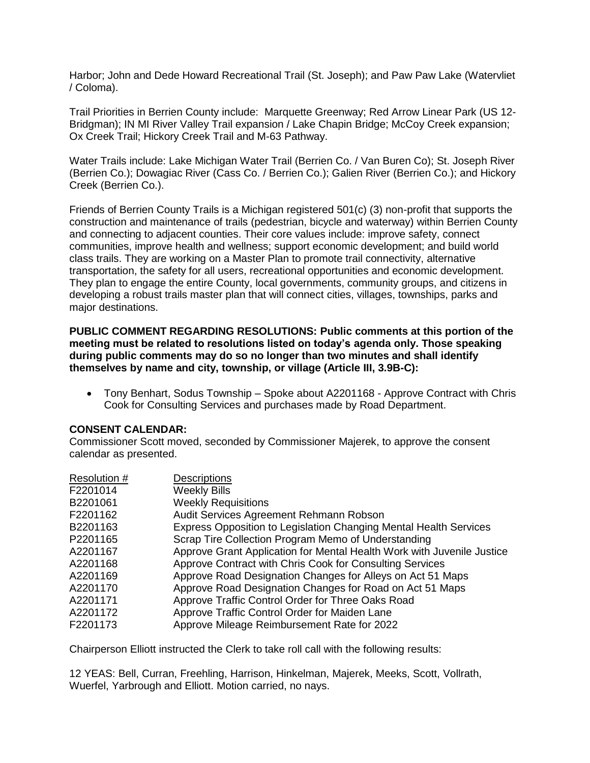Harbor; John and Dede Howard Recreational Trail (St. Joseph); and Paw Paw Lake (Watervliet / Coloma).

Trail Priorities in Berrien County include: Marquette Greenway; Red Arrow Linear Park (US 12-Bridgman); IN MI River Valley Trail expansion / Lake Chapin Bridge; McCoy Creek expansion; Ox Creek Trail; Hickory Creek Trail and M-63 Pathway.

Water Trails include: Lake Michigan Water Trail (Berrien Co. / Van Buren Co); St. Joseph River (Berrien Co.); Dowagiac River (Cass Co. / Berrien Co.); Galien River (Berrien Co.); and Hickory Creek (Berrien Co.).

Friends of Berrien County Trails is a Michigan registered 501(c) (3) non-profit that supports the construction and maintenance of trails (pedestrian, bicycle and waterway) within Berrien County and connecting to adjacent counties. Their core values include: improve safety, connect communities, improve health and wellness; support economic development; and build world class trails. They are working on a Master Plan to promote trail connectivity, alternative transportation, the safety for all users, recreational opportunities and economic development. They plan to engage the entire County, local governments, community groups, and citizens in developing a robust trails master plan that will connect cities, villages, townships, parks and major destinations.

**PUBLIC COMMENT REGARDING RESOLUTIONS: Public comments at this portion of the meeting must be related to resolutions listed on today's agenda only. Those speaking during public comments may do so no longer than two minutes and shall identify themselves by name and city, township, or village (Article III, 3.9B-C):**

- Tony Benhart, Sodus Township – Spoke about A2201168 - Approve Contract with Chris Cook for Consulting Services and purchases made by Road Department.

**CONSENT CALENDAR:**
Commissioner Scott moved, seconded by Commissioner Majerek, to approve the consent calendar as presented.

| Resolution # | Descriptions |
|---|---|
| F2201014 | Weekly Bills |
| B2201061 | Weekly Requisitions |
| F2201162 | Audit Services Agreement Rehmann Robson |
| B2201163 | Express Opposition to Legislation Changing Mental Health Services |
| P2201165 | Scrap Tire Collection Program Memo of Understanding |
| A2201167 | Approve Grant Application for Mental Health Work with Juvenile Justice |
| A2201168 | Approve Contract with Chris Cook for Consulting Services |
| A2201169 | Approve Road Designation Changes for Alleys on Act 51 Maps |
| A2201170 | Approve Road Designation Changes for Road on Act 51 Maps |
| A2201171 | Approve Traffic Control Order for Three Oaks Road |
| A2201172 | Approve Traffic Control Order for Maiden Lane |
| F2201173 | Approve Mileage Reimbursement Rate for 2022 |

Chairperson Elliott instructed the Clerk to take roll call with the following results:

12 YEAS: Bell, Curran, Freehling, Harrison, Hinkelman, Majerek, Meeks, Scott, Vollrath, Wuerfel, Yarbrough and Elliott. Motion carried, no nays.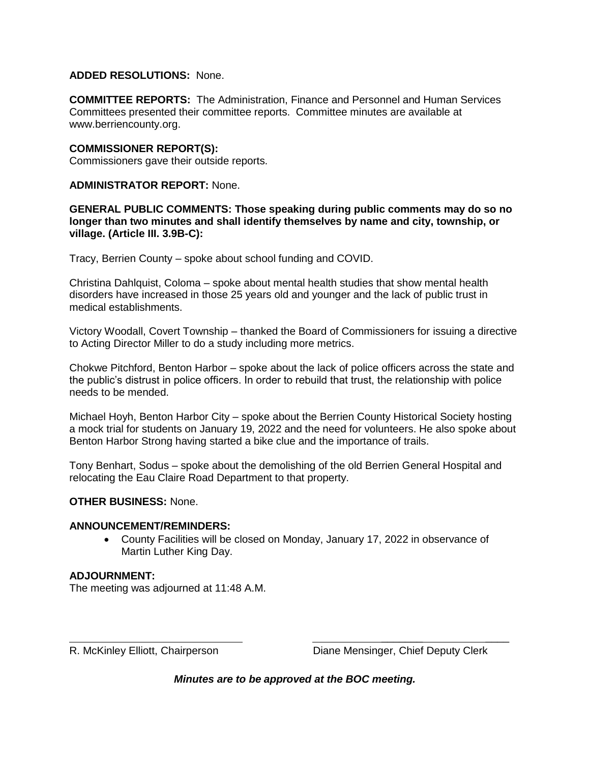**ADDED RESOLUTIONS:** None.

**COMMITTEE REPORTS:** The Administration, Finance and Personnel and Human Services Committees presented their committee reports. Committee minutes are available at www.berriencounty.org.

**COMMISSIONER REPORT(S):**
Commissioners gave their outside reports.

**ADMINISTRATOR REPORT:** None.

**GENERAL PUBLIC COMMENTS: Those speaking during public comments may do so no longer than two minutes and shall identify themselves by name and city, township, or village. (Article III. 3.9B-C):**

Tracy, Berrien County – spoke about school funding and COVID.

Christina Dahlquist, Coloma – spoke about mental health studies that show mental health disorders have increased in those 25 years old and younger and the lack of public trust in medical establishments.

Victory Woodall, Covert Township – thanked the Board of Commissioners for issuing a directive to Acting Director Miller to do a study including more metrics.

Chokwe Pitchford, Benton Harbor – spoke about the lack of police officers across the state and the public's distrust in police officers. In order to rebuild that trust, the relationship with police needs to be mended.

Michael Hoyh, Benton Harbor City – spoke about the Berrien County Historical Society hosting a mock trial for students on January 19, 2022 and the need for volunteers. He also spoke about Benton Harbor Strong having started a bike clue and the importance of trails.

Tony Benhart, Sodus – spoke about the demolishing of the old Berrien General Hospital and relocating the Eau Claire Road Department to that property.

**OTHER BUSINESS:** None.

**ANNOUNCEMENT/REMINDERS:**

- County Facilities will be closed on Monday, January 17, 2022 in observance of Martin Luther King Day.

**ADJOURNMENT:**
The meeting was adjourned at 11:48 A.M.

R. McKinley Elliott, Chairperson

Diane Mensinger, Chief Deputy Clerk

***Minutes are to be approved at the BOC meeting.***